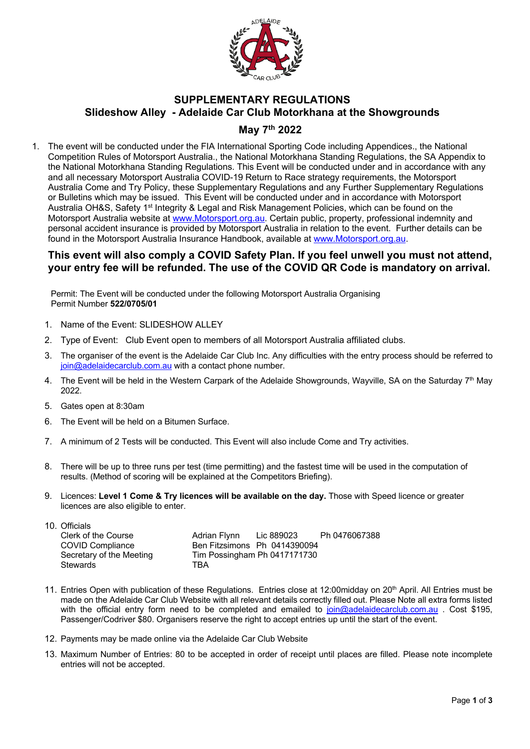# SUPPLEMENTARY REGULATIONS

## Slideshow Alley - Adelaide Car Club Motorkhana at the Showgrounds

## May 7th 2022

1. The event will be conducted under the FIA International Sporting Code including Appendices., the National Competition Rules of Motorsport Australia., the National Motorkhana Standing Regulations, the SA Appendix to the National Motorkhana Standing Regulations. This Event will be conducted under and in accordance with any and all necessary Motorsport Australia COVID-19 Return to Race strategy requirements, the Motorsport Australia Come and Try Policy, these Supplementary Regulations and any Further Supplementary Regulations or Bulletins which may be issued. This Event will be conducted under and in accordance with Motorsport Australia OH&S, Safety 1st Integrity & Legal and Risk Management Policies, which can be found on the Motorsport Australia website at www.Motorsport.org.au. Certain public, property, professional indemnity and personal accident insurance is provided by Motorsport Australia in relation to the event. Further details can be found in the Motorsport Australia Insurance Handbook, available at www.Motorsport.org.au.

**This event will also comply a COVID Safety Plan. If you feel unwell you must not attend, your entry fee will be refunded. The use of the COVID QR Code is mandatory on arrival.**

Permit: The Event will be conducted under the following Motorsport Australia Organising Permit Number **522/0705/01**

1. Name of the Event: SLIDESHOW ALLEY
2. Type of Event: Club Event open to members of all Motorsport Australia affiliated clubs.
3. The organiser of the event is the Adelaide Car Club Inc. Any difficulties with the entry process should be referred to join@adelaidecarclub.com.au with a contact phone number.
4. The Event will be held in the Western Carpark of the Adelaide Showgrounds, Wayville, SA on the Saturday 7th May 2022.
5. Gates open at 8:30am
6. The Event will be held on a Bitumen Surface.
7. A minimum of 2 Tests will be conducted. This Event will also include Come and Try activities.
8. There will be up to three runs per test (time permitting) and the fastest time will be used in the computation of results. (Method of scoring will be explained at the Competitors Briefing).
9. Licences: **Level 1 Come & Try licences will be available on the day.** Those with Speed licence or greater licences are also eligible to enter.
10. Officials

| | | | |
|---|---|---|---|
| Clerk of the Course | Adrian Flynn | Lic 889023 | Ph 0476067388 |
| COVID Compliance | Ben Fitzsimons | Ph 0414390094 | |
| Secretary of the Meeting | Tim Possingham | Ph 0417171730 | |
| Stewards | TBA | | |

11. Entries Open with publication of these Regulations. Entries close at 12:00midday on 20th April. All Entries must be made on the Adelaide Car Club Website with all relevant details correctly filled out. Please Note all extra forms listed with the official entry form need to be completed and emailed to join@adelaidecarclub.com.au . Cost $195, Passenger/Codriver $80. Organisers reserve the right to accept entries up until the start of the event.
12. Payments may be made online via the Adelaide Car Club Website
13. Maximum Number of Entries: 80 to be accepted in order of receipt until places are filled. Please note incomplete entries will not be accepted.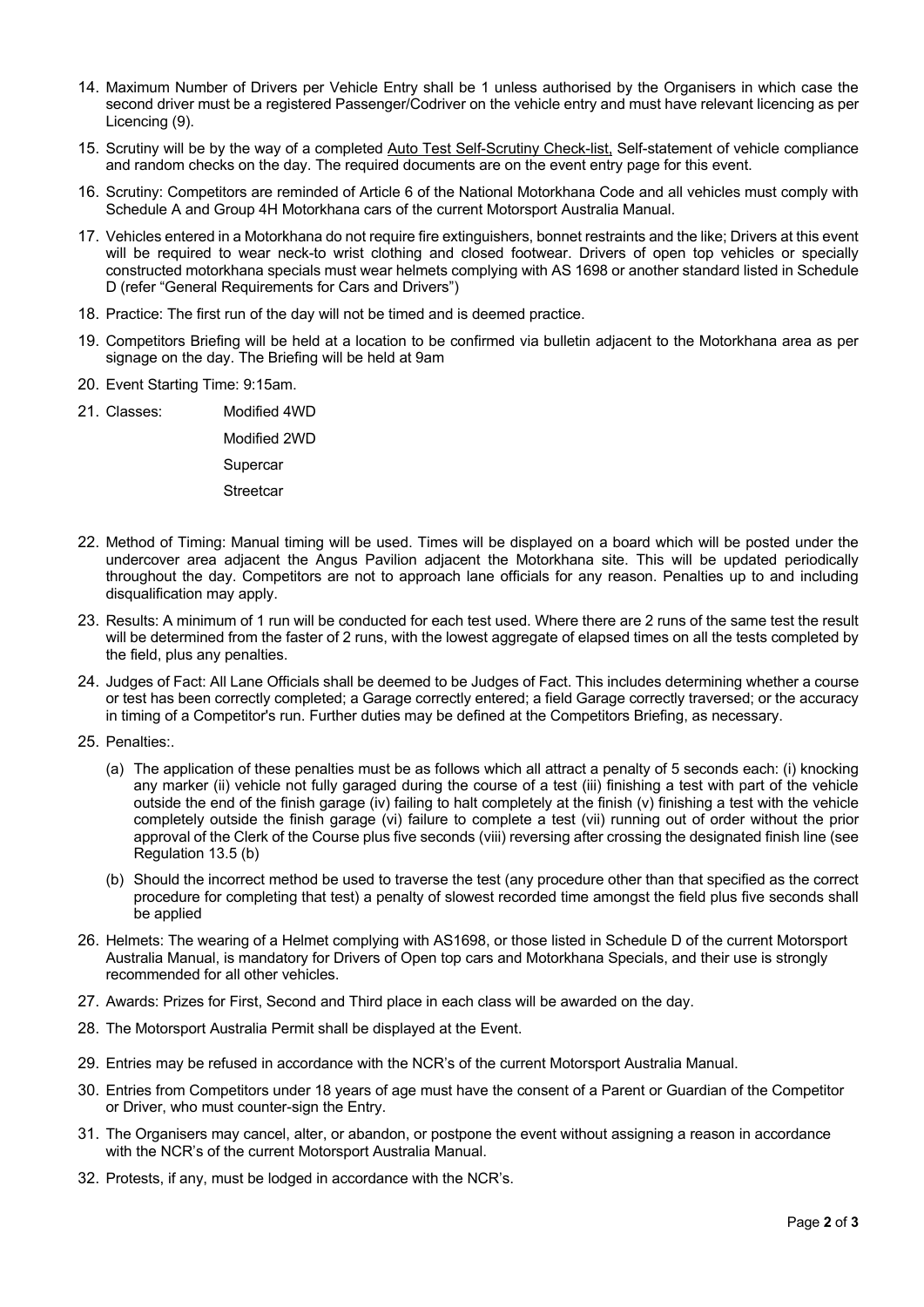14. Maximum Number of Drivers per Vehicle Entry shall be 1 unless authorised by the Organisers in which case the second driver must be a registered Passenger/Codriver on the vehicle entry and must have relevant licencing as per Licencing (9).

15. Scrutiny will be by the way of a completed Auto Test Self-Scrutiny Check-list, Self-statement of vehicle compliance and random checks on the day. The required documents are on the event entry page for this event.

16. Scrutiny: Competitors are reminded of Article 6 of the National Motorkhana Code and all vehicles must comply with Schedule A and Group 4H Motorkhana cars of the current Motorsport Australia Manual.

17. Vehicles entered in a Motorkhana do not require fire extinguishers, bonnet restraints and the like; Drivers at this event will be required to wear neck-to wrist clothing and closed footwear. Drivers of open top vehicles or specially constructed motorkhana specials must wear helmets complying with AS 1698 or another standard listed in Schedule D (refer "General Requirements for Cars and Drivers")

18. Practice: The first run of the day will not be timed and is deemed practice.

19. Competitors Briefing will be held at a location to be confirmed via bulletin adjacent to the Motorkhana area as per signage on the day. The Briefing will be held at 9am

20. Event Starting Time: 9:15am.

21. Classes:
    - Modified 4WD
    - Modified 2WD
    - Supercar
    - Streetcar

22. Method of Timing: Manual timing will be used. Times will be displayed on a board which will be posted under the undercover area adjacent the Angus Pavilion adjacent the Motorkhana site. This will be updated periodically throughout the day. Competitors are not to approach lane officials for any reason. Penalties up to and including disqualification may apply.

23. Results: A minimum of 1 run will be conducted for each test used. Where there are 2 runs of the same test the result will be determined from the faster of 2 runs, with the lowest aggregate of elapsed times on all the tests completed by the field, plus any penalties.

24. Judges of Fact: All Lane Officials shall be deemed to be Judges of Fact. This includes determining whether a course or test has been correctly completed; a Garage correctly entered; a field Garage correctly traversed; or the accuracy in timing of a Competitor's run. Further duties may be defined at the Competitors Briefing, as necessary.

25. Penalties:.
    (a) The application of these penalties must be as follows which all attract a penalty of 5 seconds each: (i) knocking any marker (ii) vehicle not fully garaged during the course of a test (iii) finishing a test with part of the vehicle outside the end of the finish garage (iv) failing to halt completely at the finish (v) finishing a test with the vehicle completely outside the finish garage (vi) failure to complete a test (vii) running out of order without the prior approval of the Clerk of the Course plus five seconds (viii) reversing after crossing the designated finish line (see Regulation 13.5 (b)

    (b) Should the incorrect method be used to traverse the test (any procedure other than that specified as the correct procedure for completing that test) a penalty of slowest recorded time amongst the field plus five seconds shall be applied

26. Helmets: The wearing of a Helmet complying with AS1698, or those listed in Schedule D of the current Motorsport Australia Manual, is mandatory for Drivers of Open top cars and Motorkhana Specials, and their use is strongly recommended for all other vehicles.

27. Awards: Prizes for First, Second and Third place in each class will be awarded on the day.

28. The Motorsport Australia Permit shall be displayed at the Event.

29. Entries may be refused in accordance with the NCR's of the current Motorsport Australia Manual.

30. Entries from Competitors under 18 years of age must have the consent of a Parent or Guardian of the Competitor or Driver, who must counter-sign the Entry.

31. The Organisers may cancel, alter, or abandon, or postpone the event without assigning a reason in accordance with the NCR's of the current Motorsport Australia Manual.

32. Protests, if any, must be lodged in accordance with the NCR's.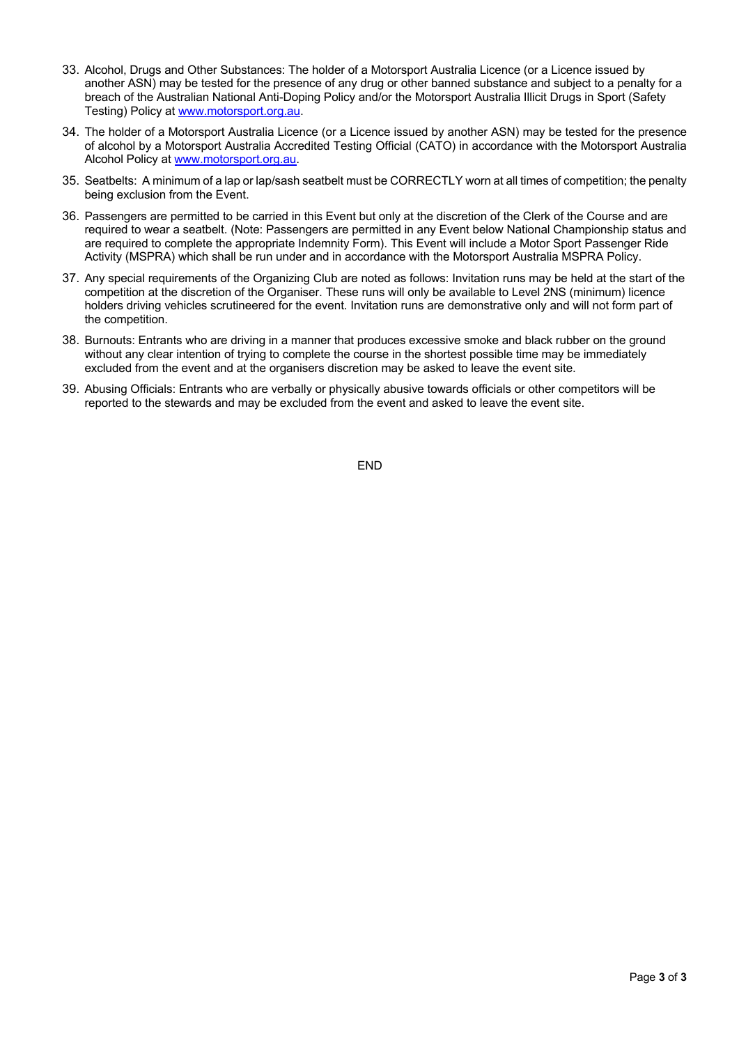33. Alcohol, Drugs and Other Substances: The holder of a Motorsport Australia Licence (or a Licence issued by another ASN) may be tested for the presence of any drug or other banned substance and subject to a penalty for a breach of the Australian National Anti-Doping Policy and/or the Motorsport Australia Illicit Drugs in Sport (Safety Testing) Policy at www.motorsport.org.au.

34. The holder of a Motorsport Australia Licence (or a Licence issued by another ASN) may be tested for the presence of alcohol by a Motorsport Australia Accredited Testing Official (CATO) in accordance with the Motorsport Australia Alcohol Policy at www.motorsport.org.au.

35. Seatbelts: A minimum of a lap or lap/sash seatbelt must be CORRECTLY worn at all times of competition; the penalty being exclusion from the Event.

36. Passengers are permitted to be carried in this Event but only at the discretion of the Clerk of the Course and are required to wear a seatbelt. (Note: Passengers are permitted in any Event below National Championship status and are required to complete the appropriate Indemnity Form). This Event will include a Motor Sport Passenger Ride Activity (MSPRA) which shall be run under and in accordance with the Motorsport Australia MSPRA Policy.

37. Any special requirements of the Organizing Club are noted as follows: Invitation runs may be held at the start of the competition at the discretion of the Organiser. These runs will only be available to Level 2NS (minimum) licence holders driving vehicles scrutineered for the event. Invitation runs are demonstrative only and will not form part of the competition.

38. Burnouts: Entrants who are driving in a manner that produces excessive smoke and black rubber on the ground without any clear intention of trying to complete the course in the shortest possible time may be immediately excluded from the event and at the organisers discretion may be asked to leave the event site.

39. Abusing Officials: Entrants who are verbally or physically abusive towards officials or other competitors will be reported to the stewards and may be excluded from the event and asked to leave the event site.

END